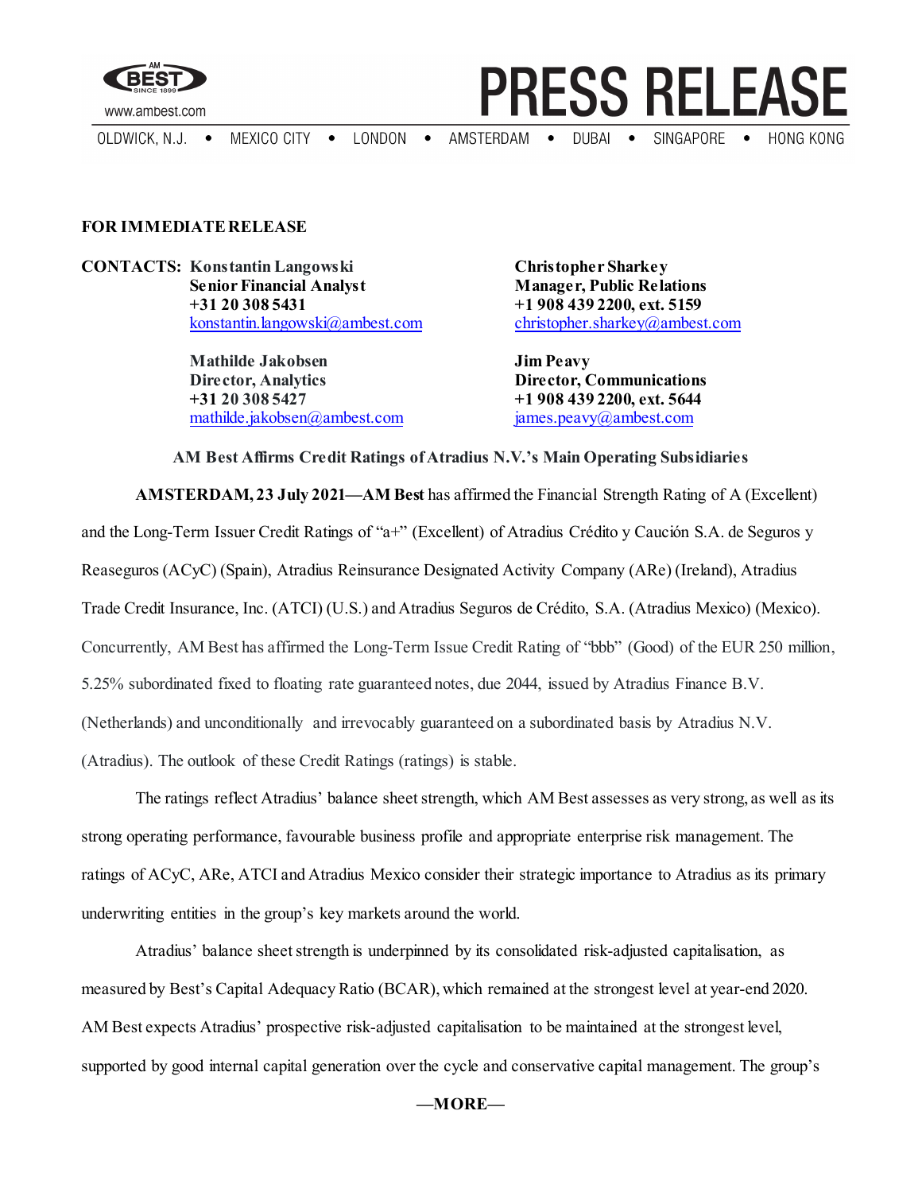**FOR IMMEDIATE RELEASE**

**CONTACTS:**

**Konstantin Langowski**
**Senior Financial Analyst**
**+31 20 308 5431**
konstantin.langowski@ambest.com

**Mathilde Jakobsen**
**Director, Analytics**
**+31 20 308 5427**
mathilde.jakobsen@ambest.com

**Christopher Sharkey**
**Manager, Public Relations**
**+1 908 439 2200, ext. 5159**
christopher.sharkey@ambest.com

**Jim Peavy**
**Director, Communications**
**+1 908 439 2200, ext. 5644**
james.peavy@ambest.com

## AM Best Affirms Credit Ratings of Atradius N.V.'s Main Operating Subsidiaries

**AMSTERDAM, 23 July 2021—AM Best** has affirmed the Financial Strength Rating of A (Excellent) and the Long-Term Issuer Credit Ratings of "a+" (Excellent) of Atradius Crédito y Caución S.A. de Seguros y Reaseguros (ACyC) (Spain), Atradius Reinsurance Designated Activity Company (ARe) (Ireland), Atradius Trade Credit Insurance, Inc. (ATCI) (U.S.) and Atradius Seguros de Crédito, S.A. (Atradius Mexico) (Mexico). Concurrently, AM Best has affirmed the Long-Term Issue Credit Rating of "bbb" (Good) of the EUR 250 million, 5.25% subordinated fixed to floating rate guaranteed notes, due 2044, issued by Atradius Finance B.V. (Netherlands) and unconditionally and irrevocably guaranteed on a subordinated basis by Atradius N.V. (Atradius). The outlook of these Credit Ratings (ratings) is stable.

The ratings reflect Atradius' balance sheet strength, which AM Best assesses as very strong, as well as its strong operating performance, favourable business profile and appropriate enterprise risk management. The ratings of ACyC, ARe, ATCI and Atradius Mexico consider their strategic importance to Atradius as its primary underwriting entities in the group's key markets around the world.

Atradius' balance sheet strength is underpinned by its consolidated risk-adjusted capitalisation, as measured by Best's Capital Adequacy Ratio (BCAR), which remained at the strongest level at year-end 2020. AM Best expects Atradius' prospective risk-adjusted capitalisation to be maintained at the strongest level, supported by good internal capital generation over the cycle and conservative capital management. The group's

**—MORE—**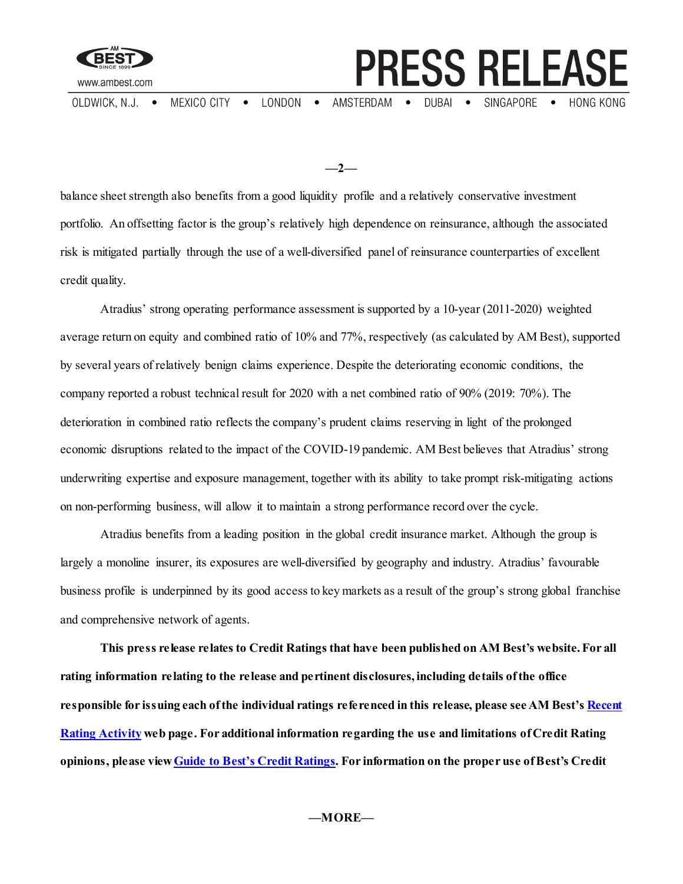balance sheet strength also benefits from a good liquidity profile and a relatively conservative investment portfolio. An offsetting factor is the group's relatively high dependence on reinsurance, although the associated risk is mitigated partially through the use of a well-diversified panel of reinsurance counterparties of excellent credit quality.

Atradius' strong operating performance assessment is supported by a 10-year (2011-2020) weighted average return on equity and combined ratio of 10% and 77%, respectively (as calculated by AM Best), supported by several years of relatively benign claims experience. Despite the deteriorating economic conditions, the company reported a robust technical result for 2020 with a net combined ratio of 90% (2019: 70%). The deterioration in combined ratio reflects the company's prudent claims reserving in light of the prolonged economic disruptions related to the impact of the COVID-19 pandemic. AM Best believes that Atradius' strong underwriting expertise and exposure management, together with its ability to take prompt risk-mitigating actions on non-performing business, will allow it to maintain a strong performance record over the cycle.

Atradius benefits from a leading position in the global credit insurance market. Although the group is largely a monoline insurer, its exposures are well-diversified by geography and industry. Atradius' favourable business profile is underpinned by its good access to key markets as a result of the group's strong global franchise and comprehensive network of agents.

**This press release relates to Credit Ratings that have been published on AM Best's website. For all rating information relating to the release and pertinent disclosures, including details of the office responsible for issuing each of the individual ratings referenced in this release, please see AM Best's Recent Rating Activity web page. For additional information regarding the use and limitations of Credit Rating opinions, please view Guide to Best's Credit Ratings. For information on the proper use of Best's Credit**

—MORE—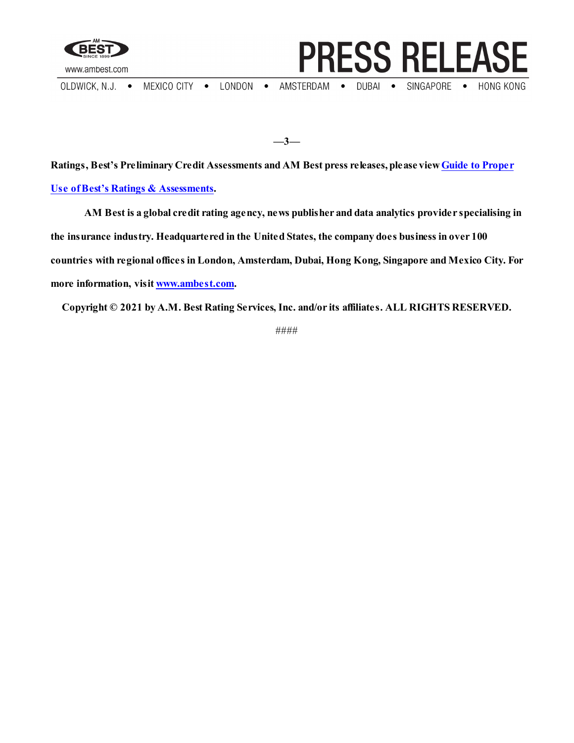**Ratings, Best's Preliminary Credit Assessments and AM Best press releases, please view Guide to Proper Use of Best's Ratings & Assessments.**

**AM Best is a global credit rating agency, news publisher and data analytics provider specialising in the insurance industry. Headquartered in the United States, the company does business in over 100 countries with regional offices in London, Amsterdam, Dubai, Hong Kong, Singapore and Mexico City. For more information, visit www.ambest.com.**

**Copyright © 2021 by A.M. Best Rating Services, Inc. and/or its affiliates. ALL RIGHTS RESERVED.**

####